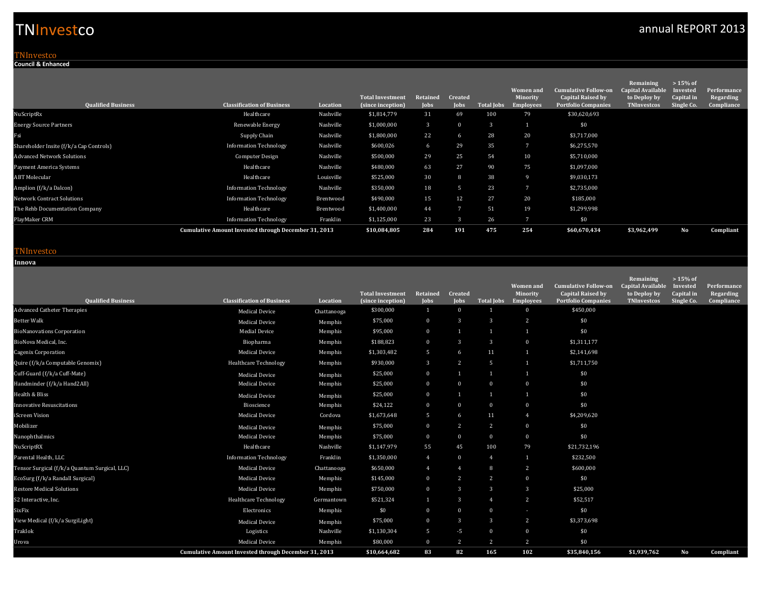# TNInvestco

annual REPORT 2013

## TNInvestco

**Council & Enhanced**

| Qualified Business | Classification of Business | Location | Total Investment (since inception) | Retained Jobs | Created Jobs | Total Jobs | Women and Minority Employees | Cumulative Follow-on Capital Raised by Portfolio Companies | Remaining Capital Available to Deploy by TNInvestcos | > 15% of Invested Capital in Single Co. | Performance Regarding Compliance |
|---|---|---|---|---|---|---|---|---|---|---|---|
| NuScriptRx | Healthcare | Nashville | $1,814,779 | 31 | 69 | 100 | 79 | $30,620,693 | | | |
| Energy Source Partners | Renewable Energy | Nashville | $1,000,000 | 3 | 0 | 3 | 1 | $0 | | | |
| Fsi | Supply Chain | Nashville | $1,800,000 | 22 | 6 | 28 | 20 | $3,717,000 | | | |
| Shareholder Insite (f/k/a Cap Controls) | Information Technology | Nashville | $600,026 | 6 | 29 | 35 | 7 | $6,275,570 | | | |
| Advanced Network Solutions | Computer Design | Nashville | $500,000 | 29 | 25 | 54 | 10 | $5,710,000 | | | |
| Payment America Systems | Healthcare | Nashville | $480,000 | 63 | 27 | 90 | 75 | $1,097,000 | | | |
| ABT Molecular | Healthcare | Louisville | $525,000 | 30 | 8 | 38 | 9 | $9,030,173 | | | |
| Amplion (f/k/a Dalcon) | Information Technology | Nashville | $350,000 | 18 | 5 | 23 | 7 | $2,735,000 | | | |
| Network Contract Solutions | Information Technology | Brentwood | $490,000 | 15 | 12 | 27 | 20 | $185,000 | | | |
| The Rehb Documentation Company | Healthcare | Brentwood | $1,400,000 | 44 | 7 | 51 | 19 | $1,299,998 | | | |
| PlayMaker CRM | Information Technology | Franklin | $1,125,000 | 23 | 3 | 26 | 7 | $0 | | | |
| | **Cumulative Amount Invested through December 31, 2013** | | **$10,084,805** | **284** | **191** | **475** | **254** | **$60,670,434** | **$3,962,499** | **No** | **Compliant** |

## TNInvestco

**Innova**

| Qualified Business | Classification of Business | Location | Total Investment (since inception) | Retained Jobs | Created Jobs | Total Jobs | Women and Minority Employees | Cumulative Follow-on Capital Raised by Portfolio Companies | Remaining Capital Available to Deploy by TNInvestcos | > 15% of Invested Capital in Single Co. | Performance Regarding Compliance |
|---|---|---|---|---|---|---|---|---|---|---|---|
| Advanced Catheter Therapies | Medical Device | Chattanooga | $300,000 | 1 | 0 | 1 | 0 | $450,000 | | | |
| Better Walk | Medical Device | Memphis | $75,000 | 0 | 3 | 3 | 2 | $0 | | | |
| BioNanovations Corporation | Medial Device | Memphis | $95,000 | 0 | 1 | 1 | 1 | $0 | | | |
| BioNova Medical, Inc. | Biopharma | Memphis | $188,823 | 0 | 3 | 3 | 0 | $1,311,177 | | | |
| Cagenix Corporation | Medical Device | Memphis | $1,303,482 | 5 | 6 | 11 | 1 | $2,141,698 | | | |
| Quire (f/k/a Computable Genomix) | Healthcare Technology | Memphis | $930,000 | 3 | 2 | 5 | 1 | $1,711,750 | | | |
| Cuff-Guard (f/k/a Cuff-Mate) | Medical Device | Memphis | $25,000 | 0 | 1 | 1 | 1 | $0 | | | |
| Handminder (f/k/a Hand2All) | Medical Device | Memphis | $25,000 | 0 | 0 | 0 | 0 | $0 | | | |
| Health & Bliss | Medical Device | Memphis | $25,000 | 0 | 1 | 1 | 1 | $0 | | | |
| Innovative Resuscitations | Bioscience | Memphis | $24,122 | 0 | 0 | 0 | 0 | $0 | | | |
| iScreen Vision | Medical Device | Cordova | $1,673,648 | 5 | 6 | 11 | 4 | $4,209,620 | | | |
| Mobilizer | Medical Device | Memphis | $75,000 | 0 | 2 | 2 | 0 | $0 | | | |
| Nanophthalmics | Medical Device | Memphis | $75,000 | 0 | 0 | 0 | 0 | $0 | | | |
| NuScriptRX | Healthcare | Nashville | $1,147,979 | 55 | 45 | 100 | 79 | $21,732,196 | | | |
| Parental Health, LLC | Information Technology | Franklin | $1,350,000 | 4 | 0 | 4 | 1 | $232,500 | | | |
| Tensor Surgical (f/k/a Quantum Surgical, LLC) | Medical Device | Chattanooga | $650,000 | 4 | 4 | 8 | 2 | $600,000 | | | |
| EcoSurg (f/k/a Randall Surgical) | Medical Device | Memphis | $145,000 | 0 | 2 | 2 | 0 | $0 | | | |
| Restore Medical Solutions | Medical Device | Memphis | $750,000 | 0 | 3 | 3 | 3 | $25,000 | | | |
| S2 Interactive, Inc. | Healthcare Technology | Germantown | $521,324 | 1 | 3 | 4 | 2 | $52,517 | | | |
| SixFix | Electronics | Memphis | $0 | 0 | 0 | 0 | - | $0 | | | |
| View Medical (f/k/a SurgiLight) | Medical Device | Memphis | $75,000 | 0 | 3 | 3 | 2 | $3,373,698 | | | |
| Traklok | Logistics | Nashville | $1,130,304 | 5 | -5 | 0 | 0 | $0 | | | |
| Urova | Medical Device | Memphis | $80,000 | 0 | 2 | 2 | 2 | $0 | | | |
| | **Cumulative Amount Invested through December 31, 2013** | | **$10,664,682** | **83** | **82** | **165** | **102** | **$35,840,156** | **$1,939,762** | **No** | **Compliant** |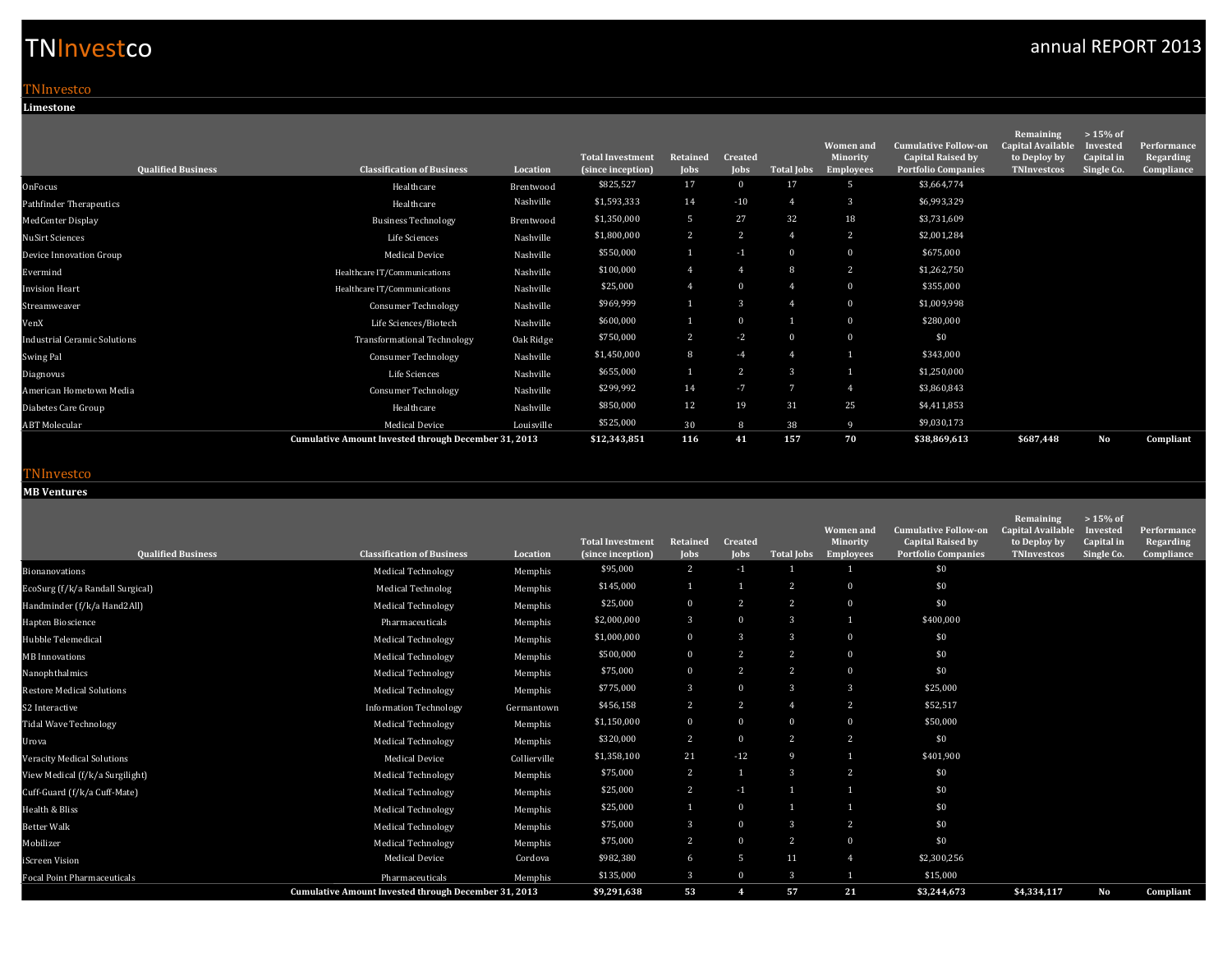# TNInvestco

annual REPORT 2013

## TNInvestco

### Limestone

| Qualified Business | Classification of Business | Location | Total Investment (since inception) | Retained Jobs | Created Jobs | Total Jobs | Women and Minority Employees | Cumulative Follow-on Capital Raised by Portfolio Companies | Remaining Capital Available to Deploy by TNInvestcos | > 15% of Invested Capital in Single Co. | Performance Regarding Compliance |
|---|---|---|---|---|---|---|---|---|---|---|---|
| OnFocus | Healthcare | Brentwood | $825,527 | 17 | 0 | 17 | 5 | $3,664,774 | | | |
| Pathfinder Therapeutics | Healthcare | Nashville | $1,593,333 | 14 | -10 | 4 | 3 | $6,993,329 | | | |
| MedCenter Display | Business Technology | Brentwood | $1,350,000 | 5 | 27 | 32 | 18 | $3,731,609 | | | |
| NuSirt Sciences | Life Sciences | Nashville | $1,800,000 | 2 | 2 | 4 | 2 | $2,001,284 | | | |
| Device Innovation Group | Medical Device | Nashville | $550,000 | 1 | -1 | 0 | 0 | $675,000 | | | |
| Evermind | Healthcare IT/Communications | Nashville | $100,000 | 4 | 4 | 8 | 2 | $1,262,750 | | | |
| Invision Heart | Healthcare IT/Communications | Nashville | $25,000 | 4 | 0 | 4 | 0 | $355,000 | | | |
| Streamweaver | Consumer Technology | Nashville | $969,999 | 1 | 3 | 4 | 0 | $1,009,998 | | | |
| VenX | Life Sciences/Biotech | Nashville | $600,000 | 1 | 0 | 1 | 0 | $280,000 | | | |
| Industrial Ceramic Solutions | Transformational Technology | Oak Ridge | $750,000 | 2 | -2 | 0 | 0 | $0 | | | |
| Swing Pal | Consumer Technology | Nashville | $1,450,000 | 8 | -4 | 4 | 1 | $343,000 | | | |
| Diagnovus | Life Sciences | Nashville | $655,000 | 1 | 2 | 3 | 1 | $1,250,000 | | | |
| American Hometown Media | Consumer Technology | Nashville | $299,992 | 14 | -7 | 7 | 4 | $3,860,843 | | | |
| Diabetes Care Group | Healthcare | Nashville | $850,000 | 12 | 19 | 31 | 25 | $4,411,853 | | | |
| ABT Molecular | Medical Device | Louisville | $525,000 | 30 | 8 | 38 | 9 | $9,030,173 | | | |
| | **Cumulative Amount Invested through December 31, 2013** | | **$12,343,851** | **116** | **41** | **157** | **70** | **$38,869,613** | **$687,448** | **No** | **Compliant** |

## TNInvestco

### MB Ventures

| Qualified Business | Classification of Business | Location | Total Investment (since inception) | Retained Jobs | Created Jobs | Total Jobs | Women and Minority Employees | Cumulative Follow-on Capital Raised by Portfolio Companies | Remaining Capital Available to Deploy by TNInvestcos | > 15% of Invested Capital in Single Co. | Performance Regarding Compliance |
|---|---|---|---|---|---|---|---|---|---|---|---|
| Bionanovations | Medical Technology | Memphis | $95,000 | 2 | -1 | 1 | 1 | $0 | | | |
| EcoSurg (f/k/a Randall Surgical) | Medical Technolog | Memphis | $145,000 | 1 | 1 | 2 | 0 | $0 | | | |
| Handminder (f/k/a Hand2All) | Medical Technology | Memphis | $25,000 | 0 | 2 | 2 | 0 | $0 | | | |
| Hapten Bioscience | Pharmaceuticals | Memphis | $2,000,000 | 3 | 0 | 3 | 1 | $400,000 | | | |
| Hubble Telemedical | Medical Technology | Memphis | $1,000,000 | 0 | 3 | 3 | 0 | $0 | | | |
| MB Innovations | Medical Technology | Memphis | $500,000 | 0 | 2 | 2 | 0 | $0 | | | |
| Nanophthalmics | Medical Technology | Memphis | $75,000 | 0 | 2 | 2 | 0 | $0 | | | |
| Restore Medical Solutions | Medical Technology | Memphis | $775,000 | 3 | 0 | 3 | 3 | $25,000 | | | |
| S2 Interactive | Information Technology | Germantown | $456,158 | 2 | 2 | 4 | 2 | $52,517 | | | |
| Tidal Wave Technology | Medical Technology | Memphis | $1,150,000 | 0 | 0 | 0 | 0 | $50,000 | | | |
| Urova | Medical Technology | Memphis | $320,000 | 2 | 0 | 2 | 2 | $0 | | | |
| Veracity Medical Solutions | Medical Device | Collierville | $1,358,100 | 21 | -12 | 9 | 1 | $401,900 | | | |
| View Medical (f/k/a Surgilight) | Medical Technology | Memphis | $75,000 | 2 | 1 | 3 | 2 | $0 | | | |
| Cuff-Guard (f/k/a Cuff-Mate) | Medical Technology | Memphis | $25,000 | 2 | -1 | 1 | 1 | $0 | | | |
| Health & Bliss | Medical Technology | Memphis | $25,000 | 1 | 0 | 1 | 1 | $0 | | | |
| Better Walk | Medical Technology | Memphis | $75,000 | 3 | 0 | 3 | 2 | $0 | | | |
| Mobilizer | Medical Technology | Memphis | $75,000 | 2 | 0 | 2 | 0 | $0 | | | |
| iScreen Vision | Medical Device | Cordova | $982,380 | 6 | 5 | 11 | 4 | $2,300,256 | | | |
| Focal Point Pharmaceuticals | Pharmaceuticals | Memphis | $135,000 | 3 | 0 | 3 | 1 | $15,000 | | | |
| | **Cumulative Amount Invested through December 31, 2013** | | **$9,291,638** | **53** | **4** | **57** | **21** | **$3,244,673** | **$4,334,117** | **No** | **Compliant** |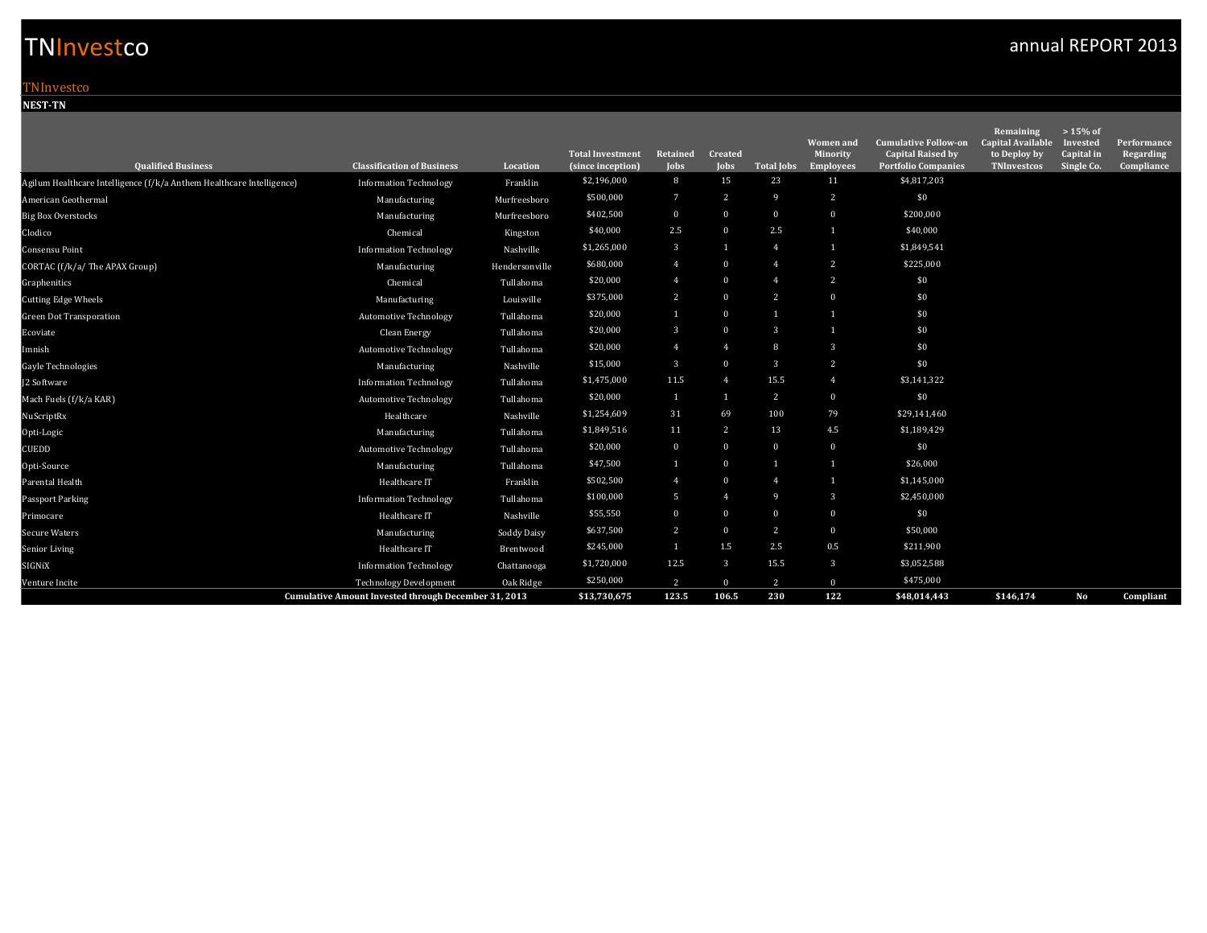# TNInvestco

annual REPORT 2013

TNInvestco

**NEST-TN**

| Qualified Business | Classification of Business | Location | Total Investment (since inception) | Retained Jobs | Created Jobs | Total Jobs | Women and Minority Employees | Cumulative Follow-on Capital Raised by Portfolio Companies | Remaining Capital Available to Deploy by TNInvestcos | > 15% of Invested Capital in Single Co. | Performance Regarding Compliance |
|---|---|---|---|---|---|---|---|---|---|---|---|
| Agilum Healthcare Intelligence (f/k/a Anthem Healthcare Intelligence) | Information Technology | Franklin | $2,196,000 | 8 | 15 | 23 | 11 | $4,817,203 | | | |
| American Geothermal | Manufacturing | Murfreesboro | $500,000 | 7 | 2 | 9 | 2 | $0 | | | |
| Big Box Overstocks | Manufacturing | Murfreesboro | $402,500 | 0 | 0 | 0 | 0 | $200,000 | | | |
| Clodico | Chemical | Kingston | $40,000 | 2.5 | 0 | 2.5 | 1 | $40,000 | | | |
| Consensu Point | Information Technology | Nashville | $1,265,000 | 3 | 1 | 4 | 1 | $1,849,541 | | | |
| CORTAC (f/k/a/ The APAX Group) | Manufacturing | Hendersonville | $680,000 | 4 | 0 | 4 | 2 | $225,000 | | | |
| Graphenitics | Chemical | Tullahoma | $20,000 | 4 | 0 | 4 | 2 | $0 | | | |
| Cutting Edge Wheels | Manufacturing | Louisville | $375,000 | 2 | 0 | 2 | 0 | $0 | | | |
| Green Dot Transporation | Automotive Technology | Tullahoma | $20,000 | 1 | 0 | 1 | 1 | $0 | | | |
| Ecoviate | Clean Energy | Tullahoma | $20,000 | 3 | 0 | 3 | 1 | $0 | | | |
| Imnish | Automotive Technology | Tullahoma | $20,000 | 4 | 4 | 8 | 3 | $0 | | | |
| Gayle Technologies | Manufacturing | Nashville | $15,000 | 3 | 0 | 3 | 2 | $0 | | | |
| J2 Software | Information Technology | Tullahoma | $1,475,000 | 11.5 | 4 | 15.5 | 4 | $3,141,322 | | | |
| Mach Fuels (f/k/a KAR) | Automotive Technology | Tullahoma | $20,000 | 1 | 1 | 2 | 0 | $0 | | | |
| NuScriptRx | Healthcare | Nashville | $1,254,609 | 31 | 69 | 100 | 79 | $29,141,460 | | | |
| Opti-Logic | Manufacturing | Tullahoma | $1,849,516 | 11 | 2 | 13 | 4.5 | $1,189,429 | | | |
| CUEDD | Automotive Technology | Tullahoma | $20,000 | 0 | 0 | 0 | 0 | $0 | | | |
| Opti-Source | Manufacturing | Tullahoma | $47,500 | 1 | 0 | 1 | 1 | $26,000 | | | |
| Parental Health | Healthcare IT | Franklin | $502,500 | 4 | 0 | 4 | 1 | $1,145,000 | | | |
| Passport Parking | Information Technology | Tullahoma | $100,000 | 5 | 4 | 9 | 3 | $2,450,000 | | | |
| Primocare | Healthcare IT | Nashville | $55,550 | 0 | 0 | 0 | 0 | $0 | | | |
| Secure Waters | Manufacturing | Soddy Daisy | $637,500 | 2 | 0 | 2 | 0 | $50,000 | | | |
| Senior Living | Healthcare IT | Brentwood | $245,000 | 1 | 1.5 | 2.5 | 0.5 | $211,900 | | | |
| SIGNiX | Information Technology | Chattanooga | $1,720,000 | 12.5 | 3 | 15.5 | 3 | $3,052,588 | | | |
| Venture Incite | Technology Development | Oak Ridge | $250,000 | 2 | 0 | 2 | 0 | $475,000 | | | |
| **Cumulative Amount Invested through December 31, 2013** | | | **$13,730,675** | **123.5** | **106.5** | **230** | **122** | **$48,014,443** | **$146,174** | **No** | **Compliant** |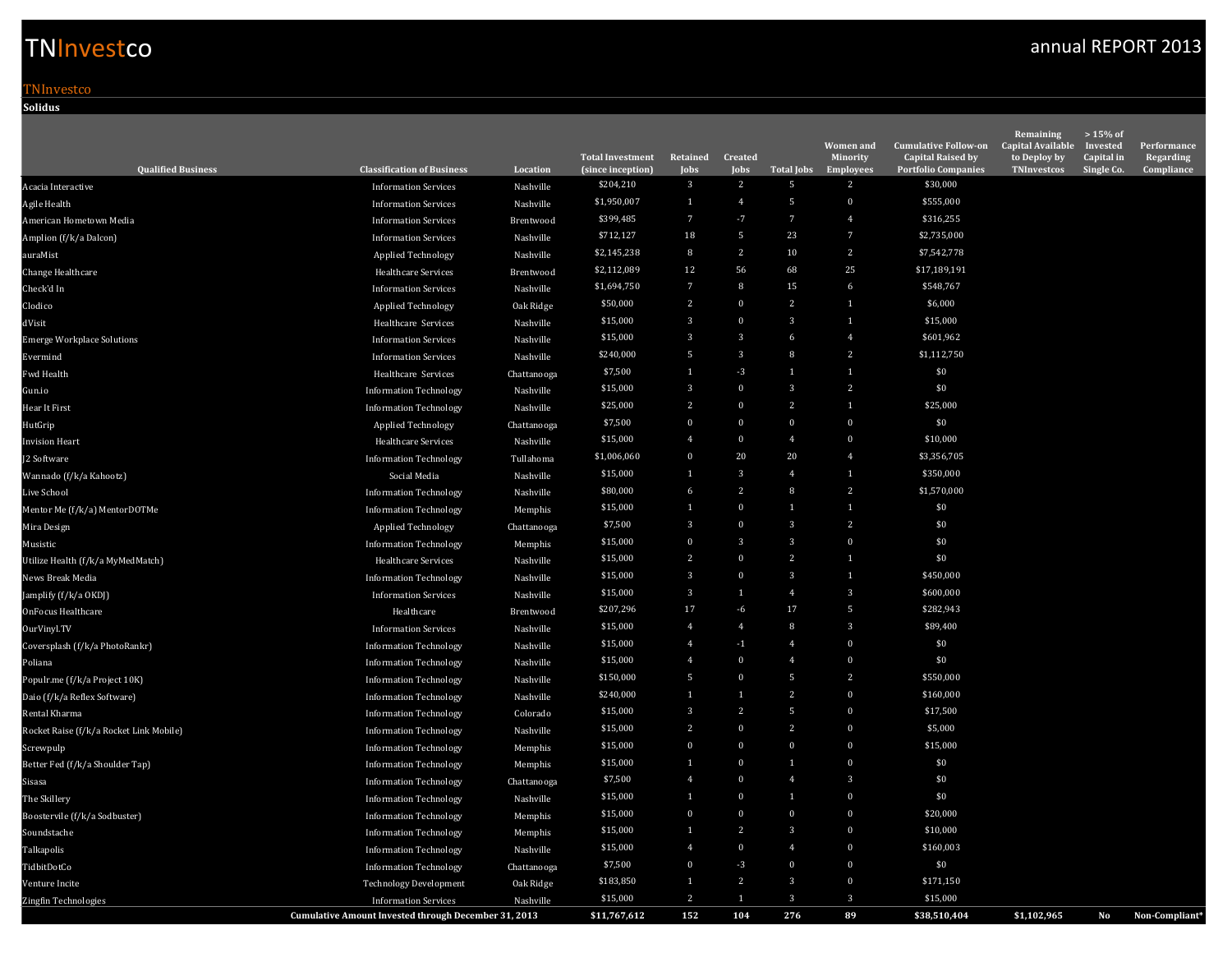TNInvestco

## Solidus

| Qualified Business | Classification of Business | Location | Total Investment (since inception) | Retained Jobs | Created Jobs | Total Jobs | Women and Minority Employees | Cumulative Follow-on Capital Raised by Portfolio Companies | Remaining Capital Available to Deploy by TNInvestcos | > 15% of Invested Capital in Single Co. | Performance Regarding Compliance |
|---|---|---|---|---|---|---|---|---|---|---|---|
| Acacia Interactive | Information Services | Nashville | $204,210 | 3 | 2 | 5 | 2 | $30,000 | | | |
| Agile Health | Information Services | Nashville | $1,950,007 | 1 | 4 | 5 | 0 | $555,000 | | | |
| American Hometown Media | Information Services | Brentwood | $399,485 | 7 | -7 | 7 | 4 | $316,255 | | | |
| Amplion (f/k/a Dalcon) | Information Services | Nashville | $712,127 | 18 | 5 | 23 | 7 | $2,735,000 | | | |
| auraMist | Applied Technology | Nashville | $2,145,238 | 8 | 2 | 10 | 2 | $7,542,778 | | | |
| Change Healthcare | Healthcare Services | Brentwood | $2,112,089 | 12 | 56 | 68 | 25 | $17,189,191 | | | |
| Check'd In | Information Services | Nashville | $1,694,750 | 7 | 8 | 15 | 6 | $548,767 | | | |
| Clodico | Applied Technology | Oak Ridge | $50,000 | 2 | 0 | 2 | 1 | $6,000 | | | |
| dVisit | Healthcare Services | Nashville | $15,000 | 3 | 0 | 3 | 1 | $15,000 | | | |
| Emerge Workplace Solutions | Information Services | Nashville | $15,000 | 3 | 3 | 6 | 4 | $601,962 | | | |
| Evermind | Information Services | Nashville | $240,000 | 5 | 3 | 8 | 2 | $1,112,750 | | | |
| Fwd Health | Healthcare Services | Chattanooga | $7,500 | 1 | -3 | 1 | 1 | $0 | | | |
| Gun.io | Information Technology | Nashville | $15,000 | 3 | 0 | 3 | 2 | $0 | | | |
| Hear It First | Information Technology | Nashville | $25,000 | 2 | 0 | 2 | 1 | $25,000 | | | |
| HutGrip | Applied Technology | Chattanooga | $7,500 | 0 | 0 | 0 | 0 | $0 | | | |
| Invision Heart | Healthcare Services | Nashville | $15,000 | 4 | 0 | 4 | 0 | $10,000 | | | |
| J2 Software | Information Technology | Tullahoma | $1,006,060 | 0 | 20 | 20 | 4 | $3,356,705 | | | |
| Wannado (f/k/a Kahootz) | Social Media | Nashville | $15,000 | 1 | 3 | 4 | 1 | $350,000 | | | |
| Live School | Information Technology | Nashville | $80,000 | 6 | 2 | 8 | 2 | $1,570,000 | | | |
| Mentor Me (f/k/a) MentorDOTMe | Information Technology | Memphis | $15,000 | 1 | 0 | 1 | 1 | $0 | | | |
| Mira Design | Applied Technology | Chattanooga | $7,500 | 3 | 0 | 3 | 2 | $0 | | | |
| Musistic | Information Technology | Memphis | $15,000 | 0 | 3 | 3 | 0 | $0 | | | |
| Utilize Health (f/k/a MyMedMatch) | Healthcare Services | Nashville | $15,000 | 2 | 0 | 2 | 1 | $0 | | | |
| News Break Media | Information Technology | Nashville | $15,000 | 3 | 0 | 3 | 1 | $450,000 | | | |
| Jamplify (f/k/a OKDJ) | Information Services | Nashville | $15,000 | 3 | 1 | 4 | 3 | $600,000 | | | |
| OnFocus Healthcare | Healthcare | Brentwood | $207,296 | 17 | -6 | 17 | 5 | $282,943 | | | |
| OurVinyl.TV | Information Services | Nashville | $15,000 | 4 | 4 | 8 | 3 | $89,400 | | | |
| Coversplash (f/k/a PhotoRankr) | Information Technology | Nashville | $15,000 | 4 | -1 | 4 | 0 | $0 | | | |
| Poliana | Information Technology | Nashville | $15,000 | 4 | 0 | 4 | 0 | $0 | | | |
| Populr.me (f/k/a Project 10K) | Information Technology | Nashville | $150,000 | 5 | 0 | 5 | 2 | $550,000 | | | |
| Daio (f/k/a Reflex Software) | Information Technology | Nashville | $240,000 | 1 | 1 | 2 | 0 | $160,000 | | | |
| Rental Kharma | Information Technology | Colorado | $15,000 | 3 | 2 | 5 | 0 | $17,500 | | | |
| Rocket Raise (f/k/a Rocket Link Mobile) | Information Technology | Nashville | $15,000 | 2 | 0 | 2 | 0 | $5,000 | | | |
| Screwpulp | Information Technology | Memphis | $15,000 | 0 | 0 | 0 | 0 | $15,000 | | | |
| Better Fed (f/k/a Shoulder Tap) | Information Technology | Memphis | $15,000 | 1 | 0 | 1 | 0 | $0 | | | |
| Sisasa | Information Technology | Chattanooga | $7,500 | 4 | 0 | 4 | 3 | $0 | | | |
| The Skillery | Information Technology | Nashville | $15,000 | 1 | 0 | 1 | 0 | $0 | | | |
| Boostervile (f/k/a Sodbuster) | Information Technology | Memphis | $15,000 | 0 | 0 | 0 | 0 | $20,000 | | | |
| Soundstache | Information Technology | Memphis | $15,000 | 1 | 2 | 3 | 0 | $10,000 | | | |
| Talkapolis | Information Technology | Nashville | $15,000 | 4 | 0 | 4 | 0 | $160,003 | | | |
| TidbitDotCo | Information Technology | Chattanooga | $7,500 | 0 | -3 | 0 | 0 | $0 | | | |
| Venture Incite | Technology Development | Oak Ridge | $183,850 | 1 | 2 | 3 | 0 | $171,150 | | | |
| Zingfin Technologies | Information Services | Nashville | $15,000 | 2 | 1 | 3 | 3 | $15,000 | | | |
| | **Cumulative Amount Invested through December 31, 2013** | | **$11,767,612** | **152** | **104** | **276** | **89** | **$38,510,404** | **$1,102,965** | **No** | **Non-Compliant*** |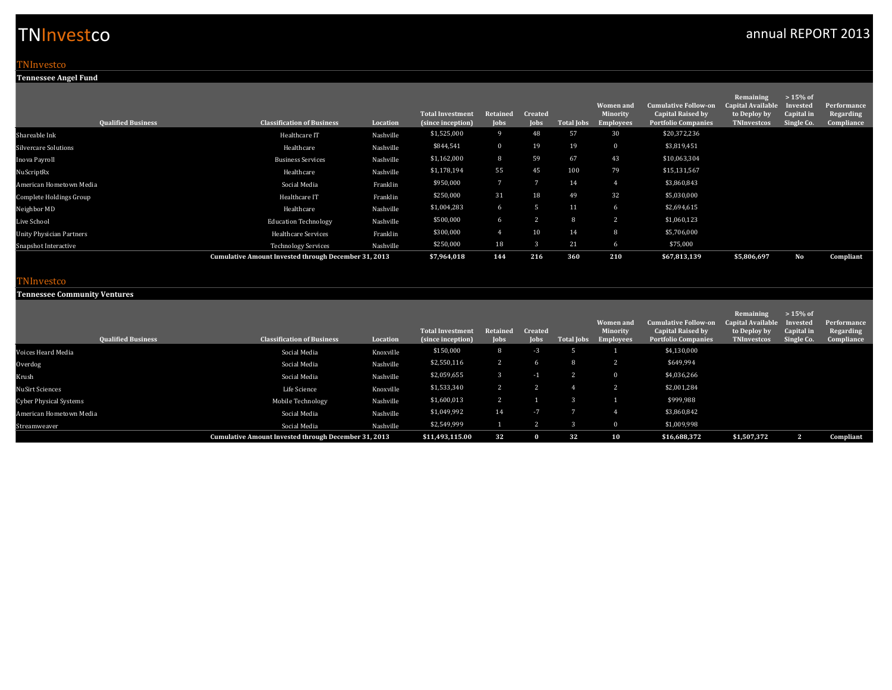# TNInvestco

annual REPORT 2013

## TNInvestco

### Tennessee Angel Fund

| Qualified Business | Classification of Business | Location | Total Investment (since inception) | Retained Jobs | Created Jobs | Total Jobs | Women and Minority Employees | Cumulative Follow-on Capital Raised by Portfolio Companies | Remaining Capital Available to Deploy by TNInvestcos | > 15% of Invested Capital in Single Co. | Performance Regarding Compliance |
|---|---|---|---|---|---|---|---|---|---|---|---|
| Shareable Ink | Healthcare IT | Nashville | $1,525,000 | 9 | 48 | 57 | 30 | $20,372,236 | | | |
| Silvercare Solutions | Healthcare | Nashville | $844,541 | 0 | 19 | 19 | 0 | $3,819,451 | | | |
| Inova Payroll | Business Services | Nashville | $1,162,000 | 8 | 59 | 67 | 43 | $10,063,304 | | | |
| NuScriptRx | Healthcare | Nashville | $1,178,194 | 55 | 45 | 100 | 79 | $15,131,567 | | | |
| American Hometown Media | Social Media | Franklin | $950,000 | 7 | 7 | 14 | 4 | $3,860,843 | | | |
| Complete Holdings Group | Healthcare IT | Franklin | $250,000 | 31 | 18 | 49 | 32 | $5,030,000 | | | |
| Neighbor MD | Healthcare | Nashville | $1,004,283 | 6 | 5 | 11 | 6 | $2,694,615 | | | |
| Live School | Education Technology | Nashville | $500,000 | 6 | 2 | 8 | 2 | $1,060,123 | | | |
| Unity Physician Partners | Healthcare Services | Franklin | $300,000 | 4 | 10 | 14 | 8 | $5,706,000 | | | |
| Snapshot Interactive | Technology Services | Nashville | $250,000 | 18 | 3 | 21 | 6 | $75,000 | | | |
| | **Cumulative Amount Invested through December 31, 2013** | | **$7,964,018** | **144** | **216** | **360** | **210** | **$67,813,139** | **$5,806,697** | **No** | **Compliant** |

## TNInvestco

### Tennessee Community Ventures

| Qualified Business | Classification of Business | Location | Total Investment (since inception) | Retained Jobs | Created Jobs | Total Jobs | Women and Minority Employees | Cumulative Follow-on Capital Raised by Portfolio Companies | Remaining Capital Available to Deploy by TNInvestcos | > 15% of Invested Capital in Single Co. | Performance Regarding Compliance |
|---|---|---|---|---|---|---|---|---|---|---|---|
| Voices Heard Media | Social Media | Knoxville | $150,000 | 8 | -3 | 5 | 1 | $4,130,000 | | | |
| Overdog | Social Media | Nashville | $2,550,116 | 2 | 6 | 8 | 2 | $649,994 | | | |
| Krush | Social Media | Nashville | $2,059,655 | 3 | -1 | 2 | 0 | $4,036,266 | | | |
| NuSirt Sciences | Life Science | Knoxville | $1,533,340 | 2 | 2 | 4 | 2 | $2,001,284 | | | |
| Cyber Physical Systems | Mobile Technology | Nashville | $1,600,013 | 2 | 1 | 3 | 1 | $999,988 | | | |
| American Hometown Media | Social Media | Nashville | $1,049,992 | 14 | -7 | 7 | 4 | $3,860,842 | | | |
| Streamweaver | Social Media | Nashville | $2,549,999 | 1 | 2 | 3 | 0 | $1,009,998 | | | |
| | **Cumulative Amount Invested through December 31, 2013** | | **$11,493,115.00** | **32** | **0** | **32** | **10** | **$16,688,372** | **$1,507,372** | **2** | **Compliant** |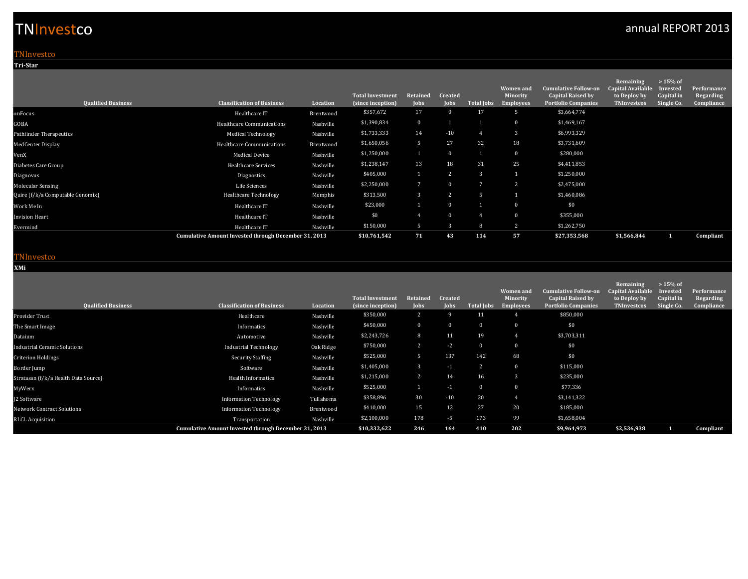# TNInvestco

annual REPORT 2013

## TNInvestco

### Tri-Star

| Qualified Business | Classification of Business | Location | Total Investment (since inception) | Retained Jobs | Created Jobs | Total Jobs | Women and Minority Employees | Cumulative Follow-on Capital Raised by Portfolio Companies | Remaining Capital Available to Deploy by TNInvestcos | > 15% of Invested Capital in Single Co. | Performance Regarding Compliance |
|---|---|---|---|---|---|---|---|---|---|---|---|
| onFocus | Healthcare IT | Brentwood | $357,672 | 17 | 0 | 17 | 5 | $3,664,774 | | | |
| GOBA | Healthcare Communications | Nashville | $1,390,834 | 0 | 1 | 1 | 0 | $1,469,167 | | | |
| Pathfinder Therapeutics | Medical Technology | Nashville | $1,733,333 | 14 | -10 | 4 | 3 | $6,993,329 | | | |
| MedCenter Display | Healthcare Communications | Brentwood | $1,650,056 | 5 | 27 | 32 | 18 | $3,731,609 | | | |
| VenX | Medical Device | Nashville | $1,250,000 | 1 | 0 | 1 | 0 | $280,000 | | | |
| Diabetes Care Group | Healthcare Services | Nashville | $1,238,147 | 13 | 18 | 31 | 25 | $4,411,853 | | | |
| Diagnovus | Diagnostics | Nashville | $405,000 | 1 | 2 | 3 | 1 | $1,250,000 | | | |
| Molecular Sensing | Life Sciences | Nashville | $2,250,000 | 7 | 0 | 7 | 2 | $2,475,000 | | | |
| Quire (f/k/a Computable Genomix) | Healthcare Technology | Memphis | $313,500 | 3 | 2 | 5 | 1 | $1,460,086 | | | |
| Work Me In | Healthcare IT | Nashville | $23,000 | 1 | 0 | 1 | 0 | $0 | | | |
| Invision Heart | Healthcare IT | Nashville | $0 | 4 | 0 | 4 | 0 | $355,000 | | | |
| Evermind | Healthcare IT | Nashville | $150,000 | 5 | 3 | 8 | 2 | $1,262,750 | | | |
| | **Cumulative Amount Invested through December 31, 2013** | | **$10,761,542** | **71** | **43** | **114** | **57** | **$27,353,568** | **$1,566,844** | **1** | **Compliant** |

## TNInvestco

### XMi

| Qualified Business | Classification of Business | Location | Total Investment (since inception) | Retained Jobs | Created Jobs | Total Jobs | Women and Minority Employees | Cumulative Follow-on Capital Raised by Portfolio Companies | Remaining Capital Available to Deploy by TNInvestcos | > 15% of Invested Capital in Single Co. | Performance Regarding Compliance |
|---|---|---|---|---|---|---|---|---|---|---|---|
| Provider Trust | Healthcare | Nashville | $350,000 | 2 | 9 | 11 | 4 | $850,000 | | | |
| The Smart Image | Informatics | Nashville | $450,000 | 0 | 0 | 0 | 0 | $0 | | | |
| Dataium | Automotive | Nashville | $2,243,726 | 8 | 11 | 19 | 4 | $3,703,311 | | | |
| Industrial Ceramic Solutions | Industrial Technology | Oak Ridge | $750,000 | 2 | -2 | 0 | 0 | $0 | | | |
| Criterion Holdings | Security Staffing | Nashville | $525,000 | 5 | 137 | 142 | 68 | $0 | | | |
| Border Jump | Software | Nashville | $1,405,000 | 3 | -1 | 2 | 0 | $115,000 | | | |
| Stratasan (f/k/a Health Data Source) | Health Informatics | Nashville | $1,215,000 | 2 | 14 | 16 | 3 | $235,000 | | | |
| MyWerx | Informatics | Nashville | $525,000 | 1 | -1 | 0 | 0 | $77,336 | | | |
| J2 Software | Information Technology | Tullahoma | $358,896 | 30 | -10 | 20 | 4 | $3,141,322 | | | |
| Network Contract Solutions | Information Technology | Brentwood | $410,000 | 15 | 12 | 27 | 20 | $185,000 | | | |
| RLCL Acquisition | Transportation | Nashville | $2,100,000 | 178 | -5 | 173 | 99 | $1,658,004 | | | |
| | **Cumulative Amount Invested through December 31, 2013** | | **$10,332,622** | **246** | **164** | **410** | **202** | **$9,964,973** | **$2,536,938** | **1** | **Compliant** |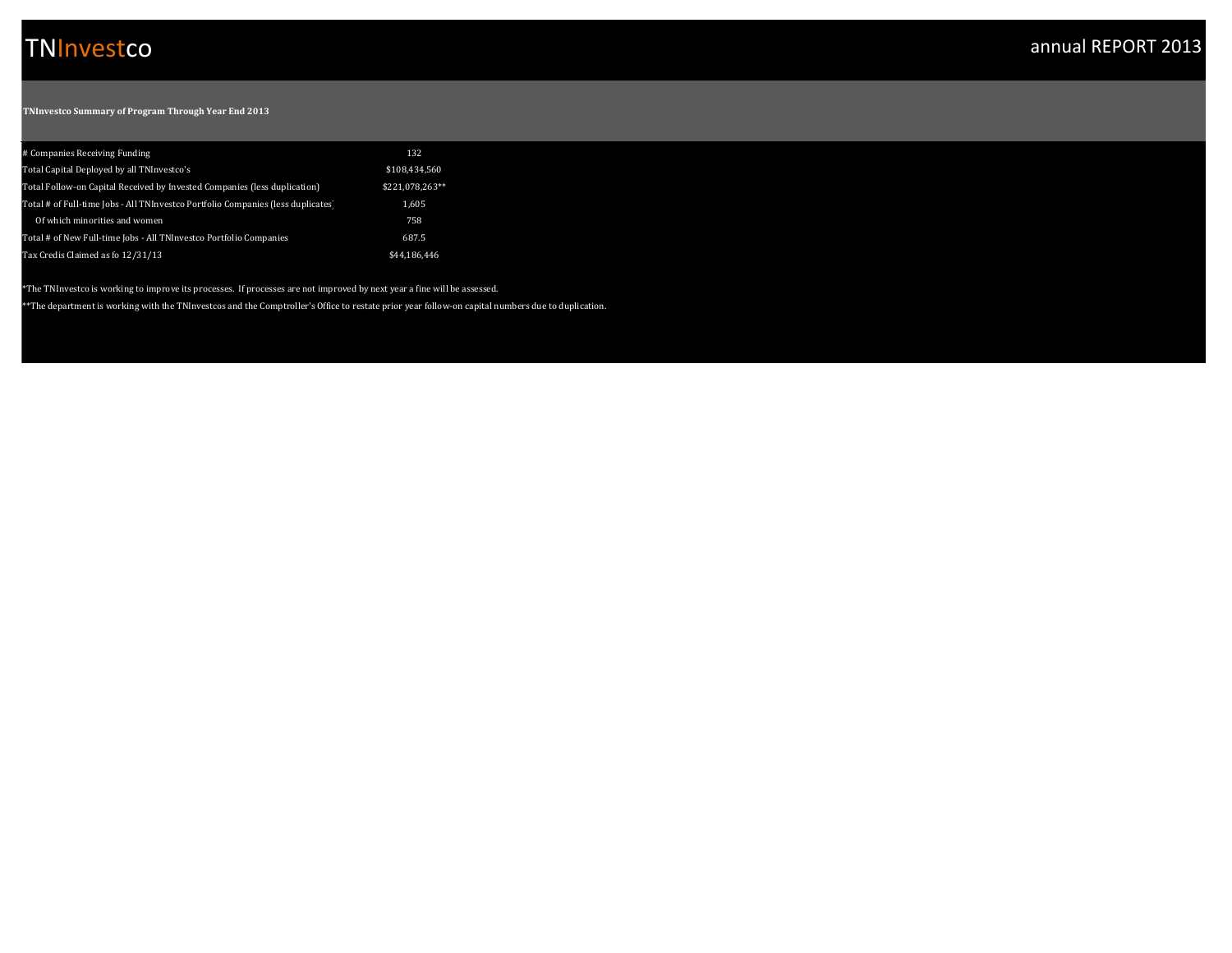TNInvestco

annual REPORT 2013

**TNInvestco Summary of Program Through Year End 2013**

| | |
|---|---|
| # Companies Receiving Funding | 132 |
| Total Capital Deployed by all TNInvestco's | $108,434,560 |
| Total Follow-on Capital Received by Invested Companies (less duplication) | $221,078,263** |
| Total # of Full-time Jobs - All TNInvestco Portfolio Companies (less duplicates) | 1,605 |
| Of which minorities and women | 758 |
| Total # of New Full-time Jobs - All TNInvestco Portfolio Companies | 687.5 |
| Tax Credis Claimed as fo 12/31/13 | $44,186,446 |

*The TNInvestco is working to improve its processes. If processes are not improved by next year a fine will be assessed.

**The department is working with the TNInvestcos and the Comptroller's Office to restate prior year follow-on capital numbers due to duplication.